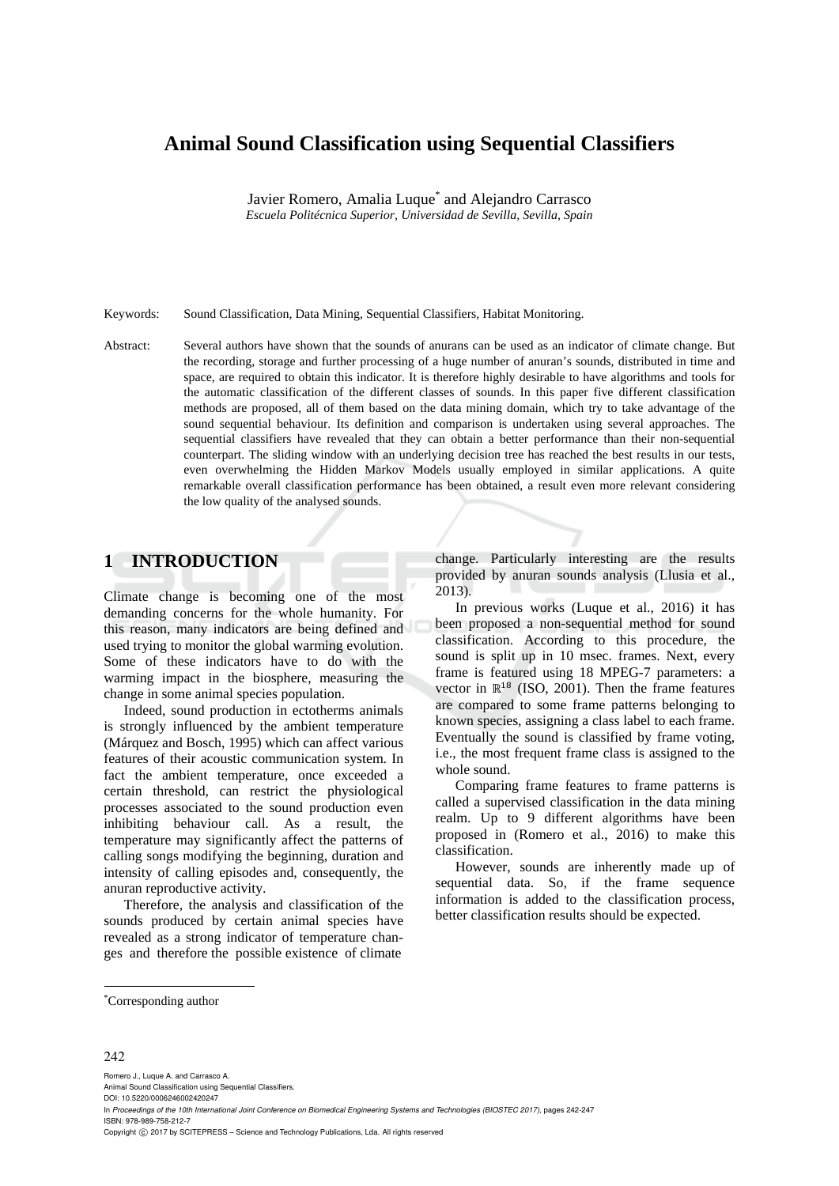# Animal Sound Classification using Sequential Classifiers

Javier Romero, Amalia Luque[*] and Alejandro Carrasco

*Escuela Politécnica Superior, Universidad de Sevilla, Sevilla, Spain*

Keywords: Sound Classification, Data Mining, Sequential Classifiers, Habitat Monitoring.

Abstract: Several authors have shown that the sounds of anurans can be used as an indicator of climate change. But the recording, storage and further processing of a huge number of anuran's sounds, distributed in time and space, are required to obtain this indicator. It is therefore highly desirable to have algorithms and tools for the automatic classification of the different classes of sounds. In this paper five different classification methods are proposed, all of them based on the data mining domain, which try to take advantage of the sound sequential behaviour. Its definition and comparison is undertaken using several approaches. The sequential classifiers have revealed that they can obtain a better performance than their non-sequential counterpart. The sliding window with an underlying decision tree has reached the best results in our tests, even overwhelming the Hidden Markov Models usually employed in similar applications. A quite remarkable overall classification performance has been obtained, a result even more relevant considering the low quality of the analysed sounds.

## 1 INTRODUCTION

Climate change is becoming one of the most demanding concerns for the whole humanity. For this reason, many indicators are being defined and used trying to monitor the global warming evolution. Some of these indicators have to do with the warming impact in the biosphere, measuring the change in some animal species population.

Indeed, sound production in ectotherms animals is strongly influenced by the ambient temperature (Márquez and Bosch, 1995) which can affect various features of their acoustic communication system. In fact the ambient temperature, once exceeded a certain threshold, can restrict the physiological processes associated to the sound production even inhibiting behaviour call. As a result, the temperature may significantly affect the patterns of calling songs modifying the beginning, duration and intensity of calling episodes and, consequently, the anuran reproductive activity.

Therefore, the analysis and classification of the sounds produced by certain animal species have revealed as a strong indicator of temperature changes and therefore the possible existence of climate change. Particularly interesting are the results provided by anuran sounds analysis (Llusia et al., 2013).

In previous works (Luque et al., 2016) it has been proposed a non-sequential method for sound classification. According to this procedure, the sound is split up in 10 msec. frames. Next, every frame is featured using 18 MPEG-7 parameters: a vector in $\mathbb{R}^{18}$ (ISO, 2001). Then the frame features are compared to some frame patterns belonging to known species, assigning a class label to each frame. Eventually the sound is classified by frame voting, i.e., the most frequent frame class is assigned to the whole sound.

Comparing frame features to frame patterns is called a supervised classification in the data mining realm. Up to 9 different algorithms have been proposed in (Romero et al., 2016) to make this classification.

However, sounds are inherently made up of sequential data. So, if the frame sequence information is added to the classification process, better classification results should be expected.

[*]Corresponding author

Romero J., Luque A. and Carrasco A.
Animal Sound Classification using Sequential Classifiers.
DOI: 10.5220/0006246002420247
In *Proceedings of the 10th International Joint Conference on Biomedical Engineering Systems and Technologies (BIOSTEC 2017)*, pages 242-247
ISBN: 978-989-758-212-7
Copyright © 2017 by SCITEPRESS – Science and Technology Publications, Lda. All rights reserved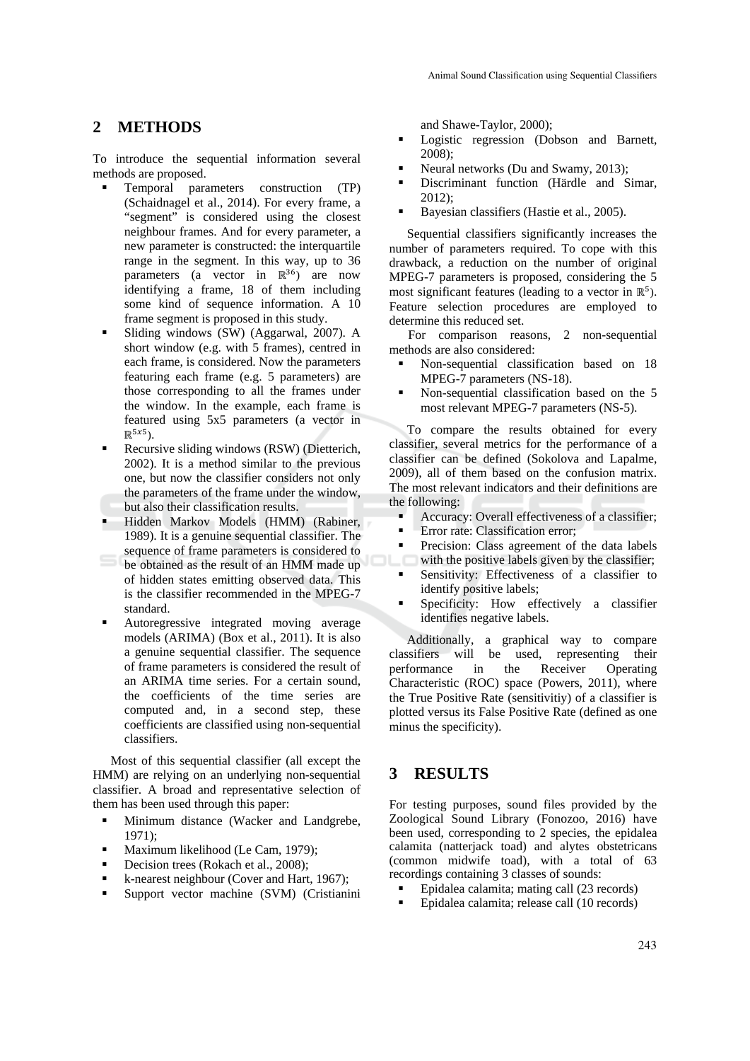## 2 METHODS

To introduce the sequential information several methods are proposed.

- Temporal parameters construction (TP) (Schaidnagel et al., 2014). For every frame, a "segment" is considered using the closest neighbour frames. And for every parameter, a new parameter is constructed: the interquartile range in the segment. In this way, up to 36 parameters (a vector in $\mathbb{R}^{36}$) are now identifying a frame, 18 of them including some kind of sequence information. A 10 frame segment is proposed in this study.
- Sliding windows (SW) (Aggarwal, 2007). A short window (e.g. with 5 frames), centred in each frame, is considered. Now the parameters featuring each frame (e.g. 5 parameters) are those corresponding to all the frames under the window. In the example, each frame is featured using 5x5 parameters (a vector in $\mathbb{R}^{5x5}$).
- Recursive sliding windows (RSW) (Dietterich, 2002). It is a method similar to the previous one, but now the classifier considers not only the parameters of the frame under the window, but also their classification results.
- Hidden Markov Models (HMM) (Rabiner, 1989). It is a genuine sequential classifier. The sequence of frame parameters is considered to be obtained as the result of an HMM made up of hidden states emitting observed data. This is the classifier recommended in the MPEG-7 standard.
- Autoregressive integrated moving average models (ARIMA) (Box et al., 2011). It is also a genuine sequential classifier. The sequence of frame parameters is considered the result of an ARIMA time series. For a certain sound, the coefficients of the time series are computed and, in a second step, these coefficients are classified using non-sequential classifiers.

Most of this sequential classifier (all except the HMM) are relying on an underlying non-sequential classifier. A broad and representative selection of them has been used through this paper:

- Minimum distance (Wacker and Landgrebe, 1971);
- Maximum likelihood (Le Cam, 1979);
- Decision trees (Rokach et al., 2008);
- k-nearest neighbour (Cover and Hart, 1967);
- Support vector machine (SVM) (Cristianini and Shawe-Taylor, 2000);
- Logistic regression (Dobson and Barnett, 2008);
- Neural networks (Du and Swamy, 2013);
- Discriminant function (Härdle and Simar, 2012);
- Bayesian classifiers (Hastie et al., 2005).

Sequential classifiers significantly increases the number of parameters required. To cope with this drawback, a reduction on the number of original MPEG-7 parameters is proposed, considering the 5 most significant features (leading to a vector in $\mathbb{R}^5$). Feature selection procedures are employed to determine this reduced set.

For comparison reasons, 2 non-sequential methods are also considered:

- Non-sequential classification based on 18 MPEG-7 parameters (NS-18).
- Non-sequential classification based on the 5 most relevant MPEG-7 parameters (NS-5).

To compare the results obtained for every classifier, several metrics for the performance of a classifier can be defined (Sokolova and Lapalme, 2009), all of them based on the confusion matrix. The most relevant indicators and their definitions are the following:

- Accuracy: Overall effectiveness of a classifier;
- Error rate: Classification error;
- Precision: Class agreement of the data labels with the positive labels given by the classifier;
- Sensitivity: Effectiveness of a classifier to identify positive labels;
- Specificity: How effectively a classifier identifies negative labels.

Additionally, a graphical way to compare classifiers will be used, representing their performance in the Receiver Operating Characteristic (ROC) space (Powers, 2011), where the True Positive Rate (sensitivitiy) of a classifier is plotted versus its False Positive Rate (defined as one minus the specificity).

## 3 RESULTS

For testing purposes, sound files provided by the Zoological Sound Library (Fonozoo, 2016) have been used, corresponding to 2 species, the epidalea calamita (natterjack toad) and alytes obstetricans (common midwife toad), with a total of 63 recordings containing 3 classes of sounds:

- Epidalea calamita; mating call (23 records)
- Epidalea calamita; release call (10 records)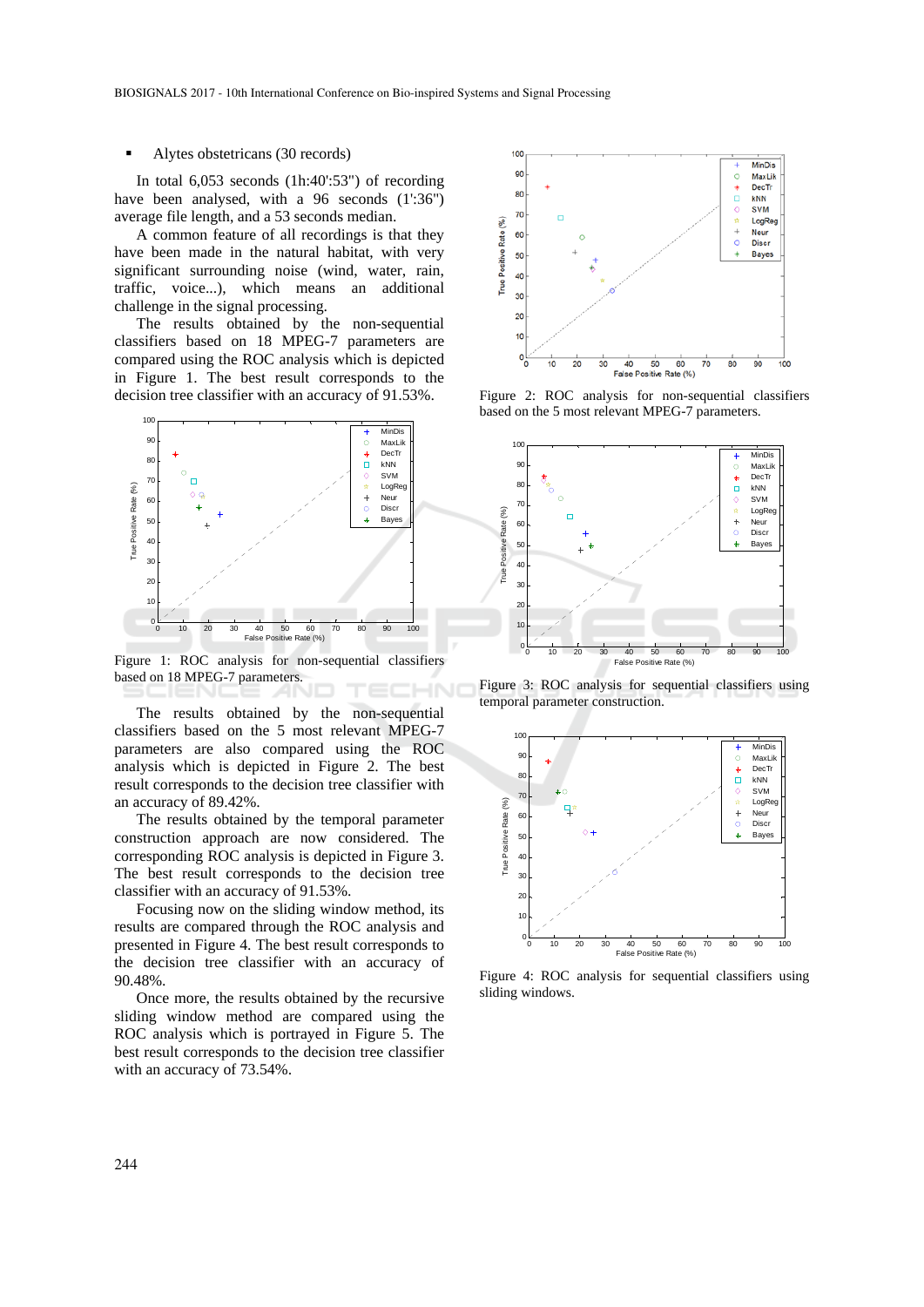- Alytes obstetricans (30 records)

In total 6,053 seconds (1h:40':53") of recording have been analysed, with a 96 seconds (1':36") average file length, and a 53 seconds median.

A common feature of all recordings is that they have been made in the natural habitat, with very significant surrounding noise (wind, water, rain, traffic, voice...), which means an additional challenge in the signal processing.

The results obtained by the non-sequential classifiers based on 18 MPEG-7 parameters are compared using the ROC analysis which is depicted in Figure 1. The best result corresponds to the decision tree classifier with an accuracy of 91.53%.

Figure 1: ROC analysis for non-sequential classifiers based on 18 MPEG-7 parameters.

The results obtained by the non-sequential classifiers based on the 5 most relevant MPEG-7 parameters are also compared using the ROC analysis which is depicted in Figure 2. The best result corresponds to the decision tree classifier with an accuracy of 89.42%.

The results obtained by the temporal parameter construction approach are now considered. The corresponding ROC analysis is depicted in Figure 3. The best result corresponds to the decision tree classifier with an accuracy of 91.53%.

Focusing now on the sliding window method, its results are compared through the ROC analysis and presented in Figure 4. The best result corresponds to the decision tree classifier with an accuracy of 90.48%.

Once more, the results obtained by the recursive sliding window method are compared using the ROC analysis which is portrayed in Figure 5. The best result corresponds to the decision tree classifier with an accuracy of 73.54%.

Figure 2: ROC analysis for non-sequential classifiers based on the 5 most relevant MPEG-7 parameters.

Figure 3: ROC analysis for sequential classifiers using temporal parameter construction.

Figure 4: ROC analysis for sequential classifiers using sliding windows.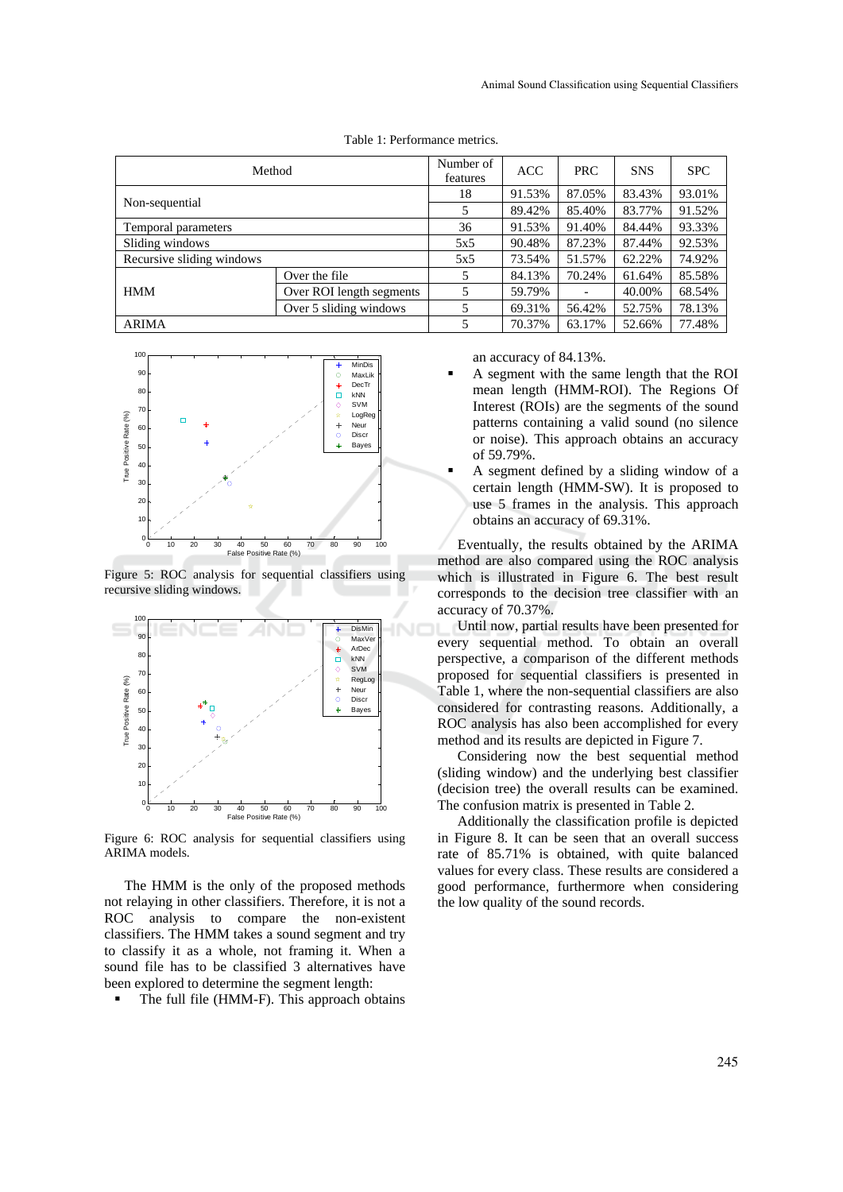Table 1: Performance metrics.

| Method | | Number of features | ACC | PRC | SNS | SPC |
|---|---|---|---|---|---|---|
| Non-sequential | | 18 | 91.53% | 87.05% | 83.43% | 93.01% |
| | | 5 | 89.42% | 85.40% | 83.77% | 91.52% |
| Temporal parameters | | 36 | 91.53% | 91.40% | 84.44% | 93.33% |
| Sliding windows | | 5x5 | 90.48% | 87.23% | 87.44% | 92.53% |
| Recursive sliding windows | | 5x5 | 73.54% | 51.57% | 62.22% | 74.92% |
| HMM | Over the file | 5 | 84.13% | 70.24% | 61.64% | 85.58% |
| | Over ROI length segments | 5 | 59.79% | - | 40.00% | 68.54% |
| | Over 5 sliding windows | 5 | 69.31% | 56.42% | 52.75% | 78.13% |
| ARIMA | | 5 | 70.37% | 63.17% | 52.66% | 77.48% |

Figure 5: ROC analysis for sequential classifiers using recursive sliding windows.

Figure 6: ROC analysis for sequential classifiers using ARIMA models.

The HMM is the only of the proposed methods not relaying in other classifiers. Therefore, it is not a ROC analysis to compare the non-existent classifiers. The HMM takes a sound segment and try to classify it as a whole, not framing it. When a sound file has to be classified 3 alternatives have been explored to determine the segment length:

- The full file (HMM-F). This approach obtains an accuracy of 84.13%.
- A segment with the same length that the ROI mean length (HMM-ROI). The Regions Of Interest (ROIs) are the segments of the sound patterns containing a valid sound (no silence or noise). This approach obtains an accuracy of 59.79%.
- A segment defined by a sliding window of a certain length (HMM-SW). It is proposed to use 5 frames in the analysis. This approach obtains an accuracy of 69.31%.

Eventually, the results obtained by the ARIMA method are also compared using the ROC analysis which is illustrated in Figure 6. The best result corresponds to the decision tree classifier with an accuracy of 70.37%.

Until now, partial results have been presented for every sequential method. To obtain an overall perspective, a comparison of the different methods proposed for sequential classifiers is presented in Table 1, where the non-sequential classifiers are also considered for contrasting reasons. Additionally, a ROC analysis has also been accomplished for every method and its results are depicted in Figure 7.

Considering now the best sequential method (sliding window) and the underlying best classifier (decision tree) the overall results can be examined. The confusion matrix is presented in Table 2.

Additionally the classification profile is depicted in Figure 8. It can be seen that an overall success rate of 85.71% is obtained, with quite balanced values for every class. These results are considered a good performance, furthermore when considering the low quality of the sound records.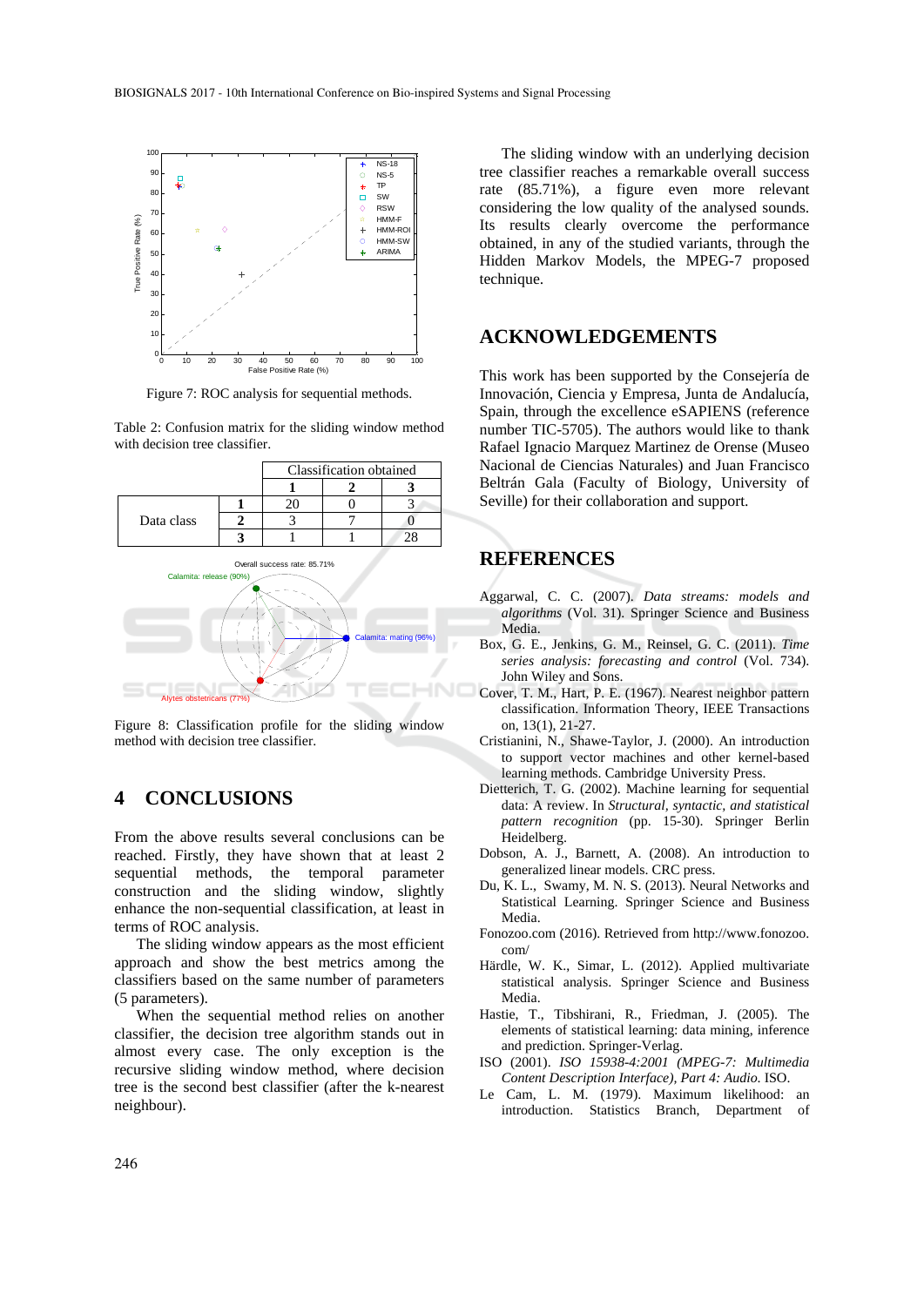Figure 7: ROC analysis for sequential methods.

Table 2: Confusion matrix for the sliding window method with decision tree classifier.

| | | Classification obtained | | |
|---|---|---|---|---|
| | | **1** | **2** | **3** |
| Data class | **1** | 20 | 0 | 3 |
| | **2** | 3 | 7 | 0 |
| | **3** | 1 | 1 | 28 |

Figure 8: Classification profile for the sliding window method with decision tree classifier.

## 4 CONCLUSIONS

From the above results several conclusions can be reached. Firstly, they have shown that at least 2 sequential methods, the temporal parameter construction and the sliding window, slightly enhance the non-sequential classification, at least in terms of ROC analysis.

The sliding window appears as the most efficient approach and show the best metrics among the classifiers based on the same number of parameters (5 parameters).

When the sequential method relies on another classifier, the decision tree algorithm stands out in almost every case. The only exception is the recursive sliding window method, where decision tree is the second best classifier (after the k-nearest neighbour).

The sliding window with an underlying decision tree classifier reaches a remarkable overall success rate (85.71%), a figure even more relevant considering the low quality of the analysed sounds. Its results clearly overcome the performance obtained, in any of the studied variants, through the Hidden Markov Models, the MPEG-7 proposed technique.

## ACKNOWLEDGEMENTS

This work has been supported by the Consejería de Innovación, Ciencia y Empresa, Junta de Andalucía, Spain, through the excellence eSAPIENS (reference number TIC-5705). The authors would like to thank Rafael Ignacio Marquez Martinez de Orense (Museo Nacional de Ciencias Naturales) and Juan Francisco Beltrán Gala (Faculty of Biology, University of Seville) for their collaboration and support.

## REFERENCES

Aggarwal, C. C. (2007). *Data streams: models and algorithms* (Vol. 31). Springer Science and Business Media.

Box, G. E., Jenkins, G. M., Reinsel, G. C. (2011). *Time series analysis: forecasting and control* (Vol. 734). John Wiley and Sons.

Cover, T. M., Hart, P. E. (1967). Nearest neighbor pattern classification. Information Theory, IEEE Transactions on, 13(1), 21-27.

Cristianini, N., Shawe-Taylor, J. (2000). An introduction to support vector machines and other kernel-based learning methods. Cambridge University Press.

Dietterich, T. G. (2002). Machine learning for sequential data: A review. In *Structural, syntactic, and statistical pattern recognition* (pp. 15-30). Springer Berlin Heidelberg.

Dobson, A. J., Barnett, A. (2008). An introduction to generalized linear models. CRC press.

Du, K. L., Swamy, M. N. S. (2013). Neural Networks and Statistical Learning. Springer Science and Business Media.

Fonozoo.com (2016). Retrieved from http://www.fonozoo.com/

Härdle, W. K., Simar, L. (2012). Applied multivariate statistical analysis. Springer Science and Business Media.

Hastie, T., Tibshirani, R., Friedman, J. (2005). The elements of statistical learning: data mining, inference and prediction. Springer-Verlag.

ISO (2001). *ISO 15938-4:2001 (MPEG-7: Multimedia Content Description Interface), Part 4: Audio*. ISO.

Le Cam, L. M. (1979). Maximum likelihood: an introduction. Statistics Branch, Department of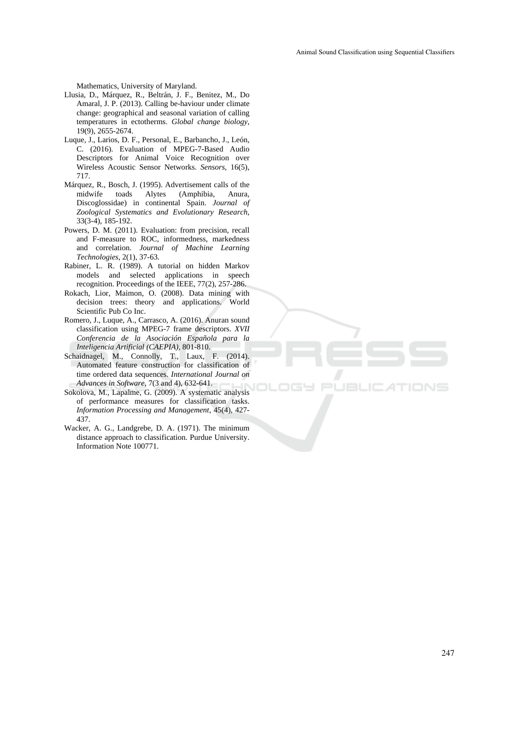Mathematics, University of Maryland.

Llusia, D., Márquez, R., Beltrán, J. F., Benitez, M., Do Amaral, J. P. (2013). Calling be-haviour under climate change: geographical and seasonal variation of calling temperatures in ectotherms. *Global change biology*, 19(9), 2655-2674.

Luque, J., Larios, D. F., Personal, E., Barbancho, J., León, C. (2016). Evaluation of MPEG-7-Based Audio Descriptors for Animal Voice Recognition over Wireless Acoustic Sensor Networks. *Sensors*, 16(5), 717.

Márquez, R., Bosch, J. (1995). Advertisement calls of the midwife toads Alytes (Amphibia, Anura, Discoglossidae) in continental Spain. *Journal of Zoological Systematics and Evolutionary Research*, 33(3-4), 185-192.

Powers, D. M. (2011). Evaluation: from precision, recall and F-measure to ROC, informedness, markedness and correlation. *Journal of Machine Learning Technologies*, 2(1), 37-63.

Rabiner, L. R. (1989). A tutorial on hidden Markov models and selected applications in speech recognition. Proceedings of the IEEE, 77(2), 257-286.

Rokach, Lior, Maimon, O. (2008). Data mining with decision trees: theory and applications. World Scientific Pub Co Inc.

Romero, J., Luque, A., Carrasco, A. (2016). Anuran sound classification using MPEG-7 frame descriptors. *XVII Conferencia de la Asociación Española para la Inteligencia Artificial (CAEPIA)*, 801-810.

Schaidnagel, M., Connolly, T., Laux, F. (2014). Automated feature construction for classification of time ordered data sequences. *International Journal on Advances in Software*, 7(3 and 4), 632-641.

Sokolova, M., Lapalme, G. (2009). A systematic analysis of performance measures for classification tasks. *Information Processing and Management*, 45(4), 427-437.

Wacker, A. G., Landgrebe, D. A. (1971). The minimum distance approach to classification. Purdue University. Information Note 100771.